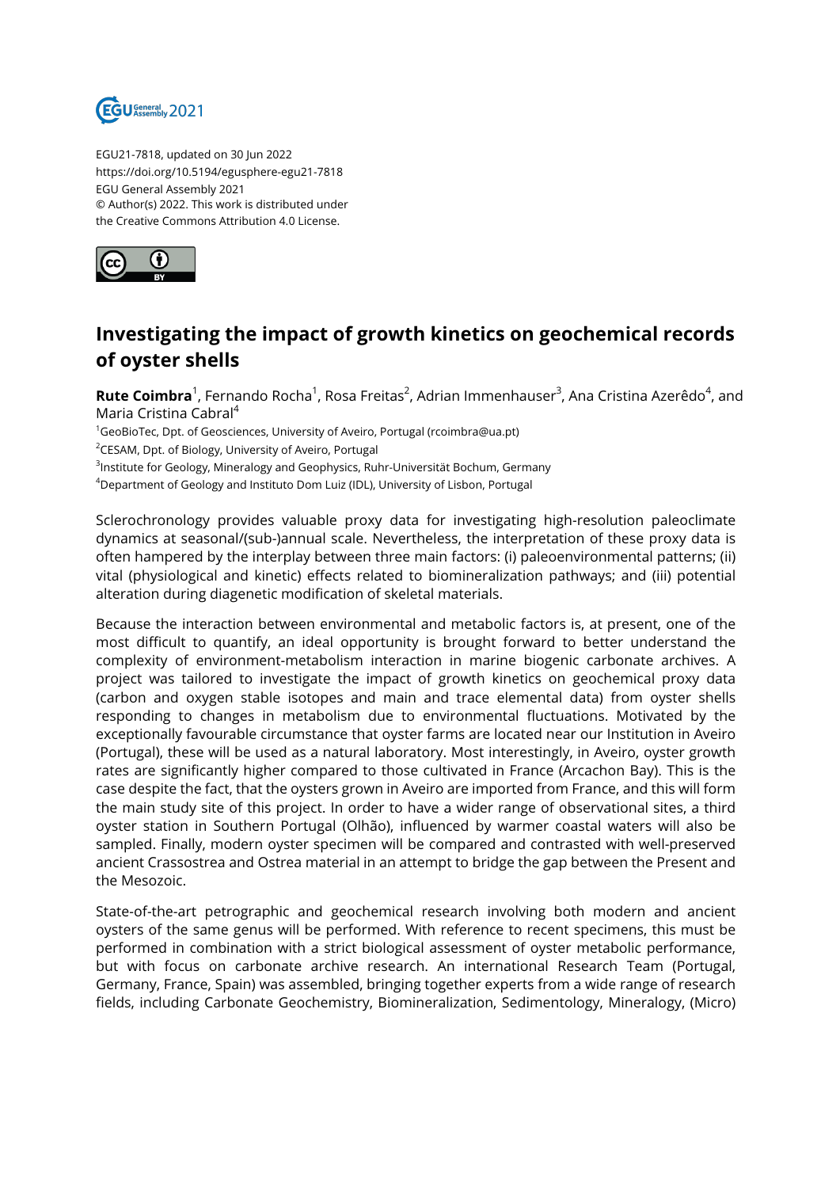EGU21-7818, updated on 30 Jun 2022
https://doi.org/10.5194/egusphere-egu21-7818
EGU General Assembly 2021
© Author(s) 2022. This work is distributed under
the Creative Commons Attribution 4.0 License.

# Investigating the impact of growth kinetics on geochemical records of oyster shells

**Rute Coimbra**[1], Fernando Rocha[1], Rosa Freitas[2], Adrian Immenhauser[3], Ana Cristina Azerêdo[4], and Maria Cristina Cabral[4]

[1]GeoBioTec, Dpt. of Geosciences, University of Aveiro, Portugal (rcoimbra@ua.pt)
[2]CESAM, Dpt. of Biology, University of Aveiro, Portugal
[3]Institute for Geology, Mineralogy and Geophysics, Ruhr-Universität Bochum, Germany
[4]Department of Geology and Instituto Dom Luiz (IDL), University of Lisbon, Portugal

Sclerochronology provides valuable proxy data for investigating high-resolution paleoclimate dynamics at seasonal/(sub-)annual scale. Nevertheless, the interpretation of these proxy data is often hampered by the interplay between three main factors: (i) paleoenvironmental patterns; (ii) vital (physiological and kinetic) effects related to biomineralization pathways; and (iii) potential alteration during diagenetic modification of skeletal materials.

Because the interaction between environmental and metabolic factors is, at present, one of the most difficult to quantify, an ideal opportunity is brought forward to better understand the complexity of environment-metabolism interaction in marine biogenic carbonate archives. A project was tailored to investigate the impact of growth kinetics on geochemical proxy data (carbon and oxygen stable isotopes and main and trace elemental data) from oyster shells responding to changes in metabolism due to environmental fluctuations. Motivated by the exceptionally favourable circumstance that oyster farms are located near our Institution in Aveiro (Portugal), these will be used as a natural laboratory. Most interestingly, in Aveiro, oyster growth rates are significantly higher compared to those cultivated in France (Arcachon Bay). This is the case despite the fact, that the oysters grown in Aveiro are imported from France, and this will form the main study site of this project. In order to have a wider range of observational sites, a third oyster station in Southern Portugal (Olhão), influenced by warmer coastal waters will also be sampled. Finally, modern oyster specimen will be compared and contrasted with well-preserved ancient Crassostrea and Ostrea material in an attempt to bridge the gap between the Present and the Mesozoic.

State-of-the-art petrographic and geochemical research involving both modern and ancient oysters of the same genus will be performed. With reference to recent specimens, this must be performed in combination with a strict biological assessment of oyster metabolic performance, but with focus on carbonate archive research. An international Research Team (Portugal, Germany, France, Spain) was assembled, bringing together experts from a wide range of research fields, including Carbonate Geochemistry, Biomineralization, Sedimentology, Mineralogy, (Micro)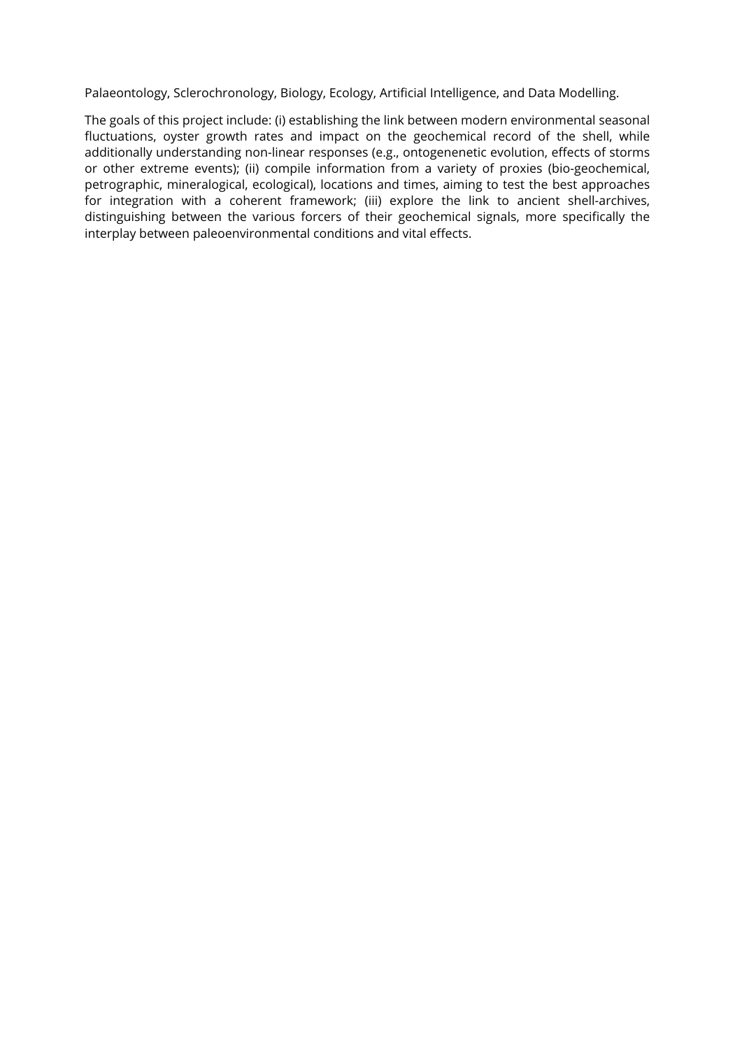Palaeontology, Sclerochronology, Biology, Ecology, Artificial Intelligence, and Data Modelling.

The goals of this project include: (i) establishing the link between modern environmental seasonal fluctuations, oyster growth rates and impact on the geochemical record of the shell, while additionally understanding non-linear responses (e.g., ontogenenetic evolution, effects of storms or other extreme events); (ii) compile information from a variety of proxies (bio-geochemical, petrographic, mineralogical, ecological), locations and times, aiming to test the best approaches for integration with a coherent framework; (iii) explore the link to ancient shell-archives, distinguishing between the various forcers of their geochemical signals, more specifically the interplay between paleoenvironmental conditions and vital effects.